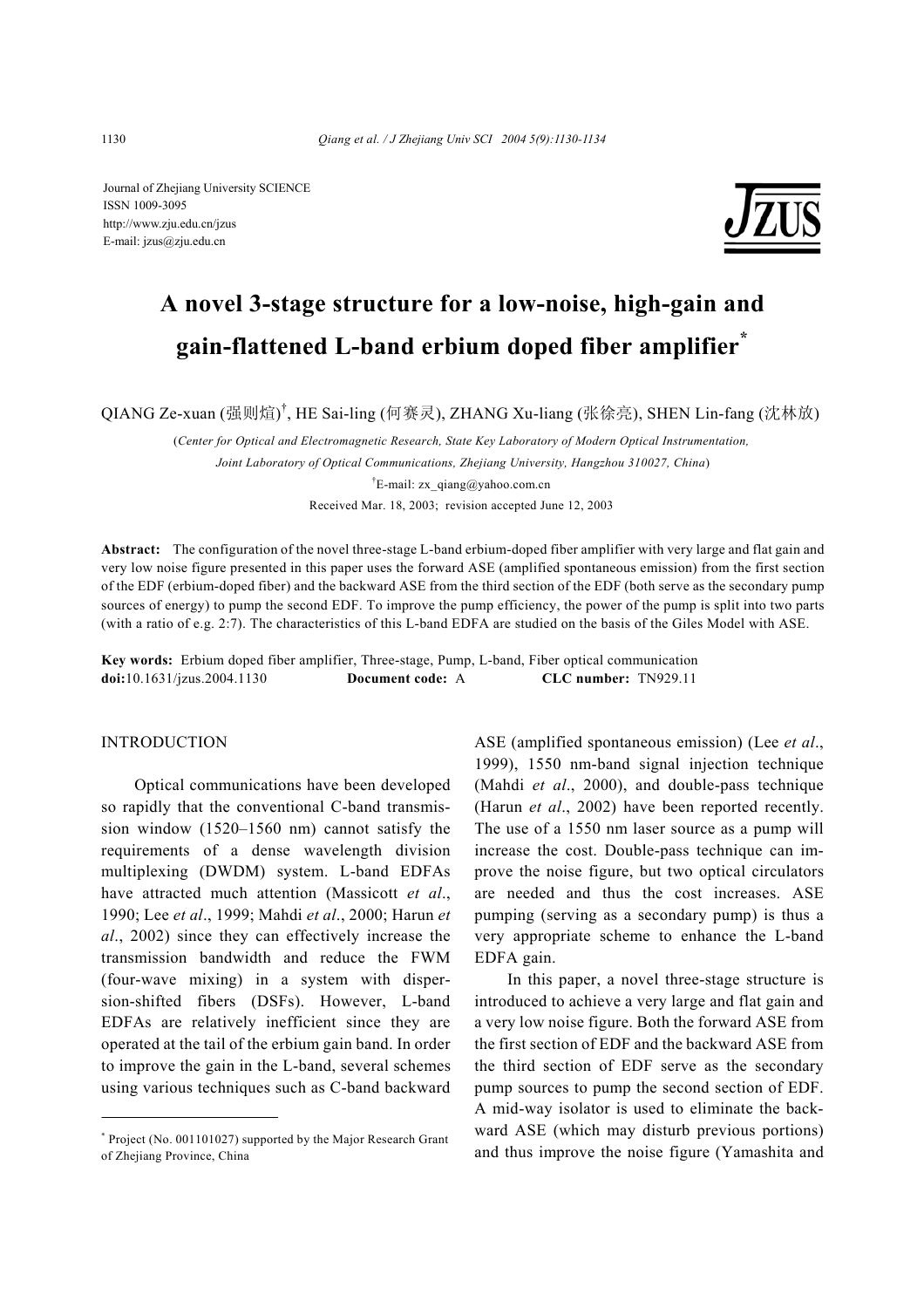Journal of Zhejiang University SCIENCE
ISSN 1009-3095
http://www.zju.edu.cn/jzus
E-mail: jzus@zju.edu.cn

# A novel 3-stage structure for a low-noise, high-gain and gain-flattened L-band erbium doped fiber amplifier*

QIANG Ze-xuan (强则煊)†, HE Sai-ling (何赛灵), ZHANG Xu-liang (张徐亮), SHEN Lin-fang (沈林放)

(*Center for Optical and Electromagnetic Research, State Key Laboratory of Modern Optical Instrumentation, Joint Laboratory of Optical Communications, Zhejiang University, Hangzhou 310027, China*)

†E-mail: zx_qiang@yahoo.com.cn

Received Mar. 18, 2003; revision accepted June 12, 2003

**Abstract:** The configuration of the novel three-stage L-band erbium-doped fiber amplifier with very large and flat gain and very low noise figure presented in this paper uses the forward ASE (amplified spontaneous emission) from the first section of the EDF (erbium-doped fiber) and the backward ASE from the third section of the EDF (both serve as the secondary pump sources of energy) to pump the second EDF. To improve the pump efficiency, the power of the pump is split into two parts (with a ratio of e.g. 2:7). The characteristics of this L-band EDFA are studied on the basis of the Giles Model with ASE.

**Key words:** Erbium doped fiber amplifier, Three-stage, Pump, L-band, Fiber optical communication
**doi:**10.1631/jzus.2004.1130 **Document code:** A **CLC number:** TN929.11

## INTRODUCTION

Optical communications have been developed so rapidly that the conventional C-band transmission window (1520–1560 nm) cannot satisfy the requirements of a dense wavelength division multiplexing (DWDM) system. L-band EDFAs have attracted much attention (Massicott *et al*., 1990; Lee *et al*., 1999; Mahdi *et al*., 2000; Harun *et al*., 2002) since they can effectively increase the transmission bandwidth and reduce the FWM (four-wave mixing) in a system with dispersion-shifted fibers (DSFs). However, L-band EDFAs are relatively inefficient since they are operated at the tail of the erbium gain band. In order to improve the gain in the L-band, several schemes using various techniques such as C-band backward ASE (amplified spontaneous emission) (Lee *et al*., 1999), 1550 nm-band signal injection technique (Mahdi *et al*., 2000), and double-pass technique (Harun *et al*., 2002) have been reported recently. The use of a 1550 nm laser source as a pump will increase the cost. Double-pass technique can improve the noise figure, but two optical circulators are needed and thus the cost increases. ASE pumping (serving as a secondary pump) is thus a very appropriate scheme to enhance the L-band EDFA gain.

In this paper, a novel three-stage structure is introduced to achieve a very large and flat gain and a very low noise figure. Both the forward ASE from the first section of EDF and the backward ASE from the third section of EDF serve as the secondary pump sources to pump the second section of EDF. A mid-way isolator is used to eliminate the backward ASE (which may disturb previous portions) and thus improve the noise figure (Yamashita and

* Project (No. 001101027) supported by the Major Research Grant of Zhejiang Province, China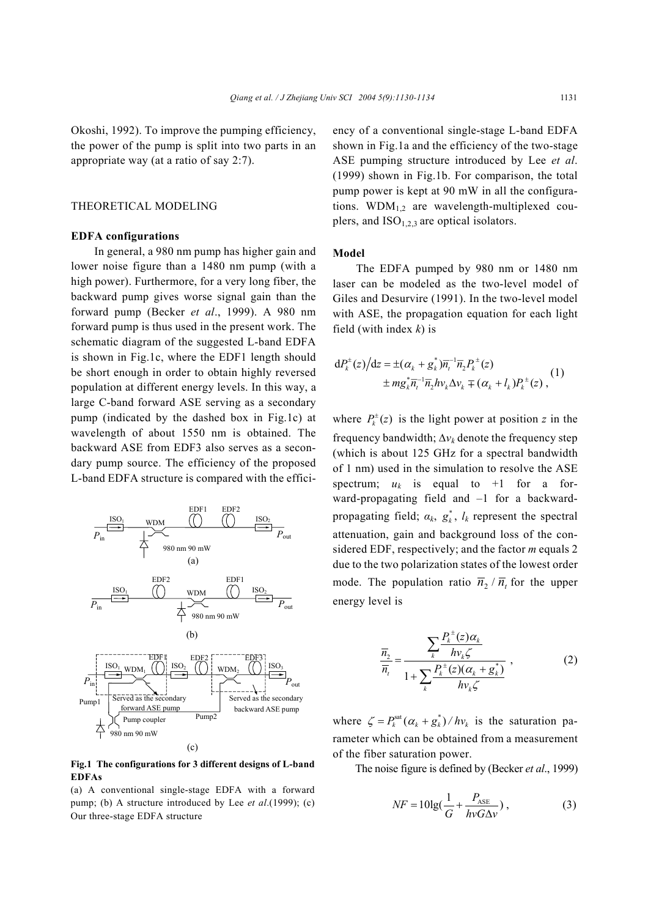Okoshi, 1992). To improve the pumping efficiency, the power of the pump is split into two parts in an appropriate way (at a ratio of say 2:7).

## THEORETICAL MODELING

### EDFA configurations

In general, a 980 nm pump has higher gain and lower noise figure than a 1480 nm pump (with a high power). Furthermore, for a very long fiber, the backward pump gives worse signal gain than the forward pump (Becker *et al*., 1999). A 980 nm forward pump is thus used in the present work. The schematic diagram of the suggested L-band EDFA is shown in Fig.1c, where the EDF1 length should be short enough in order to obtain highly reversed population at different energy levels. In this way, a large C-band forward ASE serving as a secondary pump (indicated by the dashed box in Fig.1c) at wavelength of about 1550 nm is obtained. The backward ASE from EDF3 also serves as a secondary pump source. The efficiency of the proposed L-band EDFA structure is compared with the efficiency of a conventional single-stage L-band EDFA shown in Fig.1a and the efficiency of the two-stage ASE pumping structure introduced by Lee *et al*. (1999) shown in Fig.1b. For comparison, the total pump power is kept at 90 mW in all the configurations. $WDM_{1,2}$ are wavelength-multiplexed couplers, and $ISO_{1,2,3}$ are optical isolators.

**Fig.1 The configurations for 3 different designs of L-band EDFAs**

(a) A conventional single-stage EDFA with a forward pump; (b) A structure introduced by Lee *et al*.(1999); (c) Our three-stage EDFA structure

### Model

The EDFA pumped by 980 nm or 1480 nm laser can be modeled as the two-level model of Giles and Desurvire (1991). In the two-level model with ASE, the propagation equation for each light field (with index $k$) is

$$
\begin{aligned}
\mathrm{d}P_k^{\pm}(z)/\mathrm{d}z = & \pm(\alpha_k + g_k^*)\overline{n}_t^{-1}\overline{n}_2 P_k^{\pm}(z) \\
& \pm m g_k^* \overline{n}_t^{-1}\overline{n}_2 h\nu_k \Delta\nu_k \mp (\alpha_k + l_k) P_k^{\pm}(z)\,,
\end{aligned}
\tag{1}
$$

where $P_k^{\pm}(z)$ is the light power at position $z$ in the frequency bandwidth; $\Delta\nu_k$ denote the frequency step (which is about 125 GHz for a spectral bandwidth of 1 nm) used in the simulation to resolve the ASE spectrum; $u_k$ is equal to +1 for a forward-propagating field and –1 for a backward-propagating field; $\alpha_k$, $g_k^*$, $l_k$ represent the spectral attenuation, gain and background loss of the considered EDF, respectively; and the factor $m$ equals 2 due to the two polarization states of the lowest order mode. The population ratio $\overline{n}_2/\overline{n}_t$ for the upper energy level is

$$
\frac{\overline{n}_2}{\overline{n}_t} = \frac{\sum_k \dfrac{P_k^{\pm}(z)\alpha_k}{h\nu_k \zeta}}{1 + \sum_k \dfrac{P_k^{\pm}(z)(\alpha_k + g_k^*)}{h\nu_k \zeta}}\,,
\tag{2}
$$

where $\zeta = P_k^{\mathrm{sat}}(\alpha_k + g_k^*)/h\nu_k$ is the saturation parameter which can be obtained from a measurement of the fiber saturation power.

The noise figure is defined by (Becker *et al*., 1999)

$$
NF = 10\lg\left(\frac{1}{G} + \frac{P_{\mathrm{ASE}}}{h\nu G \Delta\nu}\right)\,,
\tag{3}
$$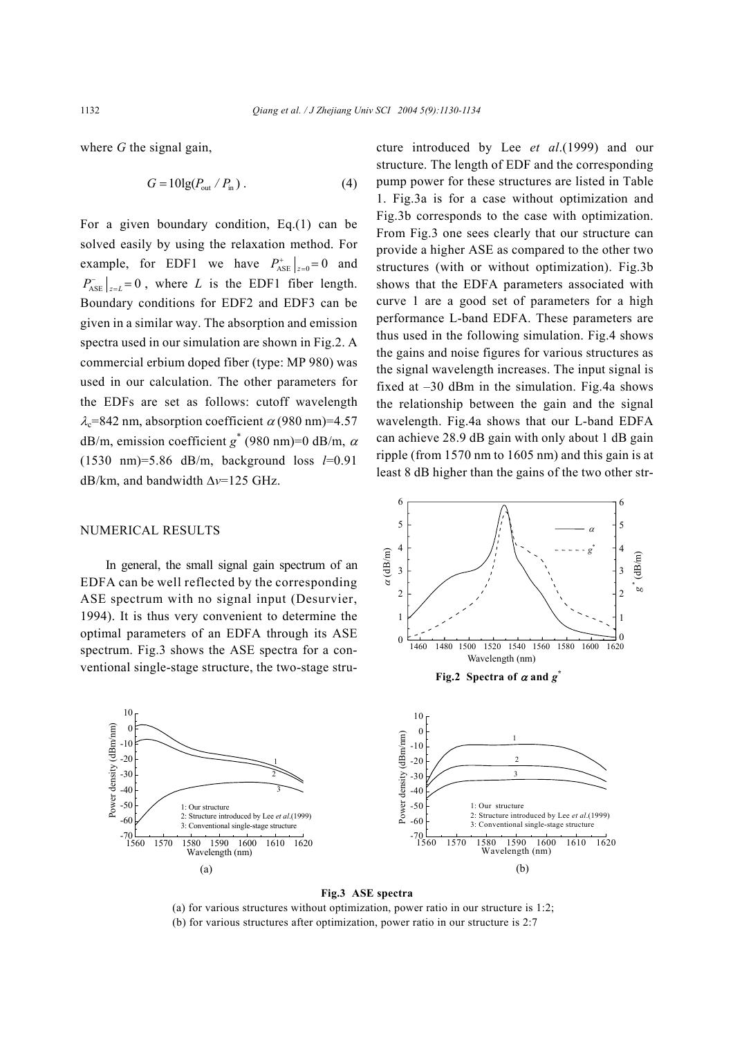where $G$ the signal gain,

$$G = 10\lg(P_{out} / P_{in}) . \quad (4)$$

For a given boundary condition, Eq.(1) can be solved easily by using the relaxation method. For example, for EDF1 we have $P^{+}_{ASE}\big|_{z=0} = 0$ and $P^{-}_{ASE}\big|_{z=L} = 0$, where $L$ is the EDF1 fiber length. Boundary conditions for EDF2 and EDF3 can be given in a similar way. The absorption and emission spectra used in our simulation are shown in Fig.2. A commercial erbium doped fiber (type: MP 980) was used in our calculation. The other parameters for the EDFs are set as follows: cutoff wavelength $\lambda_c$=842 nm, absorption coefficient $\alpha$ (980 nm)=4.57 dB/m, emission coefficient $g^*$ (980 nm)=0 dB/m, $\alpha$ (1530 nm)=5.86 dB/m, background loss $l$=0.91 dB/km, and bandwidth $\Delta v$=125 GHz.

## NUMERICAL RESULTS

In general, the small signal gain spectrum of an EDFA can be well reflected by the corresponding ASE spectrum with no signal input (Desurvier, 1994). It is thus very convenient to determine the optimal parameters of an EDFA through its ASE spectrum. Fig.3 shows the ASE spectra for a conventional single-stage structure, the two-stage structure introduced by Lee *et al*.(1999) and our structure. The length of EDF and the corresponding pump power for these structures are listed in Table 1. Fig.3a is for a case without optimization and Fig.3b corresponds to the case with optimization. From Fig.3 one sees clearly that our structure can provide a higher ASE as compared to the other two structures (with or without optimization). Fig.3b shows that the EDFA parameters associated with curve 1 are a good set of parameters for a high performance L-band EDFA. These parameters are thus used in the following simulation. Fig.4 shows the gains and noise figures for various structures as the signal wavelength increases. The input signal is fixed at –30 dBm in the simulation. Fig.4a shows the relationship between the gain and the signal wavelength. Fig.4a shows that our L-band EDFA can achieve 28.9 dB gain with only about 1 dB gain ripple (from 1570 nm to 1605 nm) and this gain is at least 8 dB higher than the gains of the two other str-

**Fig.2 Spectra of $\alpha$ and $g^*$**

**Fig.3 ASE spectra**

(a) for various structures without optimization, power ratio in our structure is 1:2;
(b) for various structures after optimization, power ratio in our structure is 2:7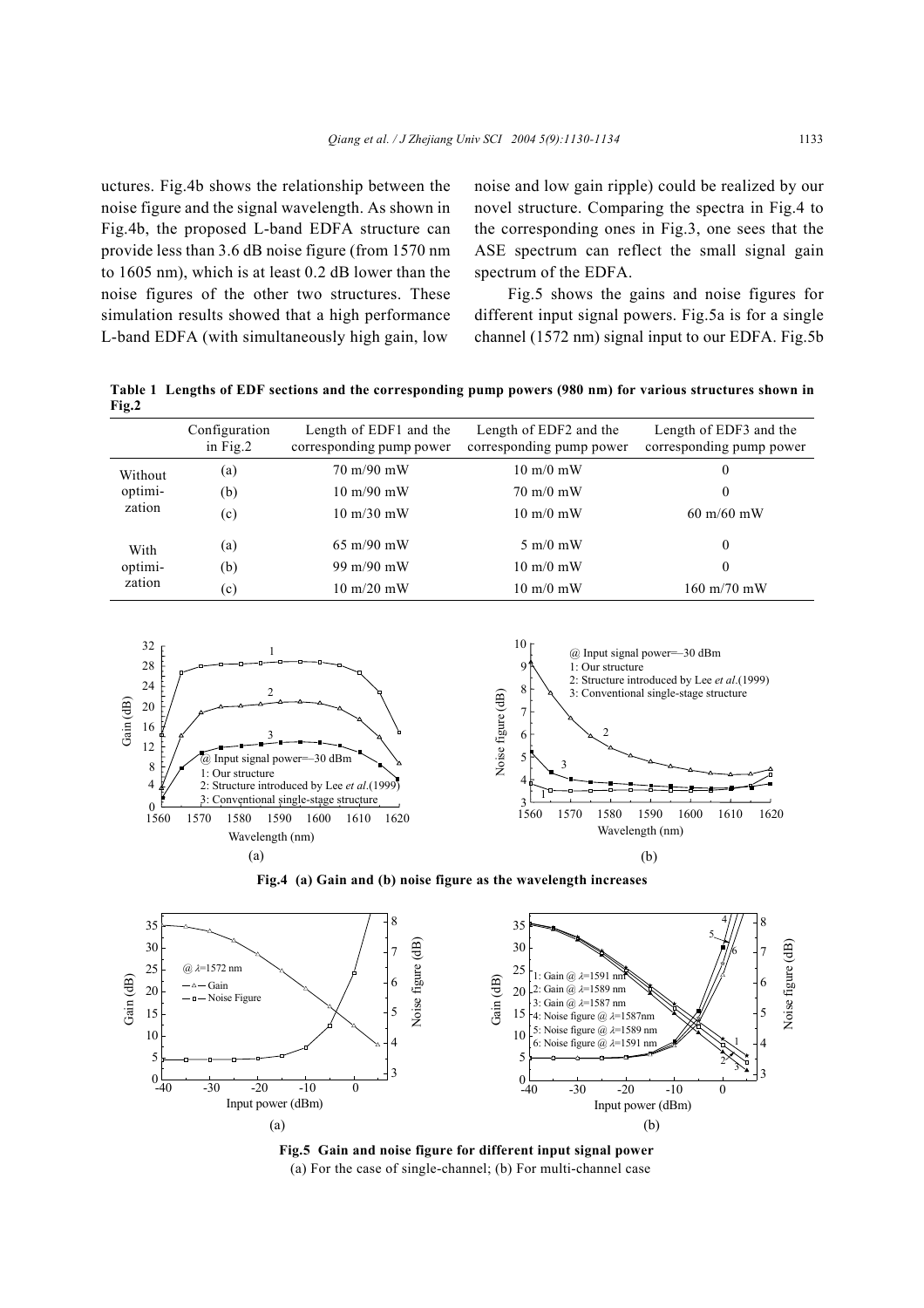uctures. Fig.4b shows the relationship between the noise figure and the signal wavelength. As shown in Fig.4b, the proposed L-band EDFA structure can provide less than 3.6 dB noise figure (from 1570 nm to 1605 nm), which is at least 0.2 dB lower than the noise figures of the other two structures. These simulation results showed that a high performance L-band EDFA (with simultaneously high gain, low noise and low gain ripple) could be realized by our novel structure. Comparing the spectra in Fig.4 to the corresponding ones in Fig.3, one sees that the ASE spectrum can reflect the small signal gain spectrum of the EDFA.

Fig.5 shows the gains and noise figures for different input signal powers. Fig.5a is for a single channel (1572 nm) signal input to our EDFA. Fig.5b

**Table 1 Lengths of EDF sections and the corresponding pump powers (980 nm) for various structures shown in Fig.2**

| | Configuration in Fig.2 | Length of EDF1 and the corresponding pump power | Length of EDF2 and the corresponding pump power | Length of EDF3 and the corresponding pump power |
|---|---|---|---|---|
| Without optimization | (a) | 70 m/90 mW | 10 m/0 mW | 0 |
| | (b) | 10 m/90 mW | 70 m/0 mW | 0 |
| | (c) | 10 m/30 mW | 10 m/0 mW | 60 m/60 mW |
| With optimization | (a) | 65 m/90 mW | 5 m/0 mW | 0 |
| | (b) | 99 m/90 mW | 10 m/0 mW | 0 |
| | (c) | 10 m/20 mW | 10 m/0 mW | 160 m/70 mW |

**Fig.4 (a) Gain and (b) noise figure as the wavelength increases**

**Fig.5 Gain and noise figure for different input signal power**
(a) For the case of single-channel; (b) For multi-channel case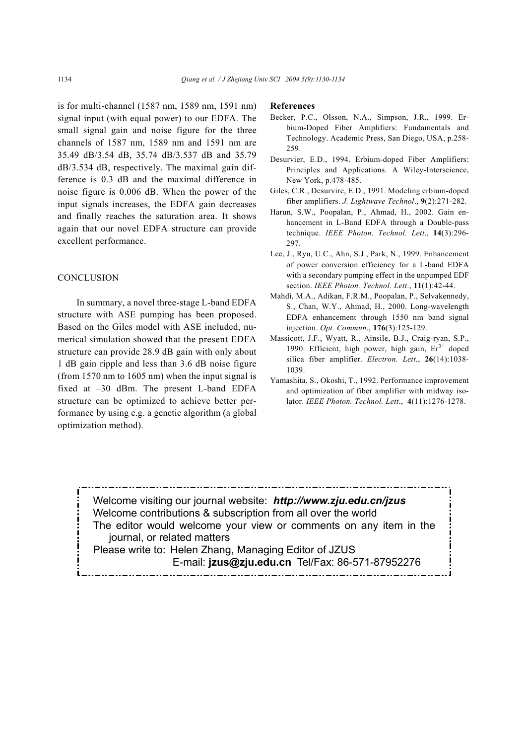is for multi-channel (1587 nm, 1589 nm, 1591 nm) signal input (with equal power) to our EDFA. The small signal gain and noise figure for the three channels of 1587 nm, 1589 nm and 1591 nm are 35.49 dB/3.54 dB, 35.74 dB/3.537 dB and 35.79 dB/3.534 dB, respectively. The maximal gain difference is 0.3 dB and the maximal difference in noise figure is 0.006 dB. When the power of the input signals increases, the EDFA gain decreases and finally reaches the saturation area. It shows again that our novel EDFA structure can provide excellent performance.

## CONCLUSION

In summary, a novel three-stage L-band EDFA structure with ASE pumping has been proposed. Based on the Giles model with ASE included, numerical simulation showed that the present EDFA structure can provide 28.9 dB gain with only about 1 dB gain ripple and less than 3.6 dB noise figure (from 1570 nm to 1605 nm) when the input signal is fixed at –30 dBm. The present L-band EDFA structure can be optimized to achieve better performance by using e.g. a genetic algorithm (a global optimization method).

## References

Becker, P.C., Olsson, N.A., Simpson, J.R., 1999. Erbium-Doped Fiber Amplifiers: Fundamentals and Technology. Academic Press, San Diego, USA, p.258-259.

Desurvier, E.D., 1994. Erbium-doped Fiber Amplifiers: Principles and Applications. A Wiley-Interscience, New York, p.478-485.

Giles, C.R., Desurvire, E.D., 1991. Modeling erbium-doped fiber amplifiers. *J. Lightwave Technol*., **9**(2):271-282.

Harun, S.W., Poopalan, P., Ahmad, H., 2002. Gain enhancement in L-Band EDFA through a Double-pass technique. *IEEE Photon. Technol. Lett*., **14**(3):296-297.

Lee, J., Ryu, U.C., Ahn, S.J., Park, N., 1999. Enhancement of power conversion efficiency for a L-band EDFA with a secondary pumping effect in the unpumped EDF section. *IEEE Photon. Technol. Lett*., **11**(1):42-44.

Mahdi, M.A., Adikan, F.R.M., Poopalan, P., Selvakennedy, S., Chan, W.Y., Ahmad, H., 2000. Long-wavelength EDFA enhancement through 1550 nm band signal injection. *Opt. Commun*., **176**(3):125-129.

Massicott, J.F., Wyatt, R., Ainsile, B.J., Craig-ryan, S.P., 1990. Efficient, high power, high gain, $Er^{3+}$ doped silica fiber amplifier. *Electron. Lett.*, **26**(14):1038-1039.

Yamashita, S., Okoshi, T., 1992. Performance improvement and optimization of fiber amplifier with midway isolator. *IEEE Photon. Technol. Lett*., **4**(11):1276-1278.

Welcome visiting our journal website: ***http://www.zju.edu.cn/jzus***
Welcome contributions & subscription from all over the world
The editor would welcome your view or comments on any item in the journal, or related matters
Please write to: Helen Zhang, Managing Editor of JZUS
E-mail: **jzus@zju.edu.cn** Tel/Fax: 86-571-87952276